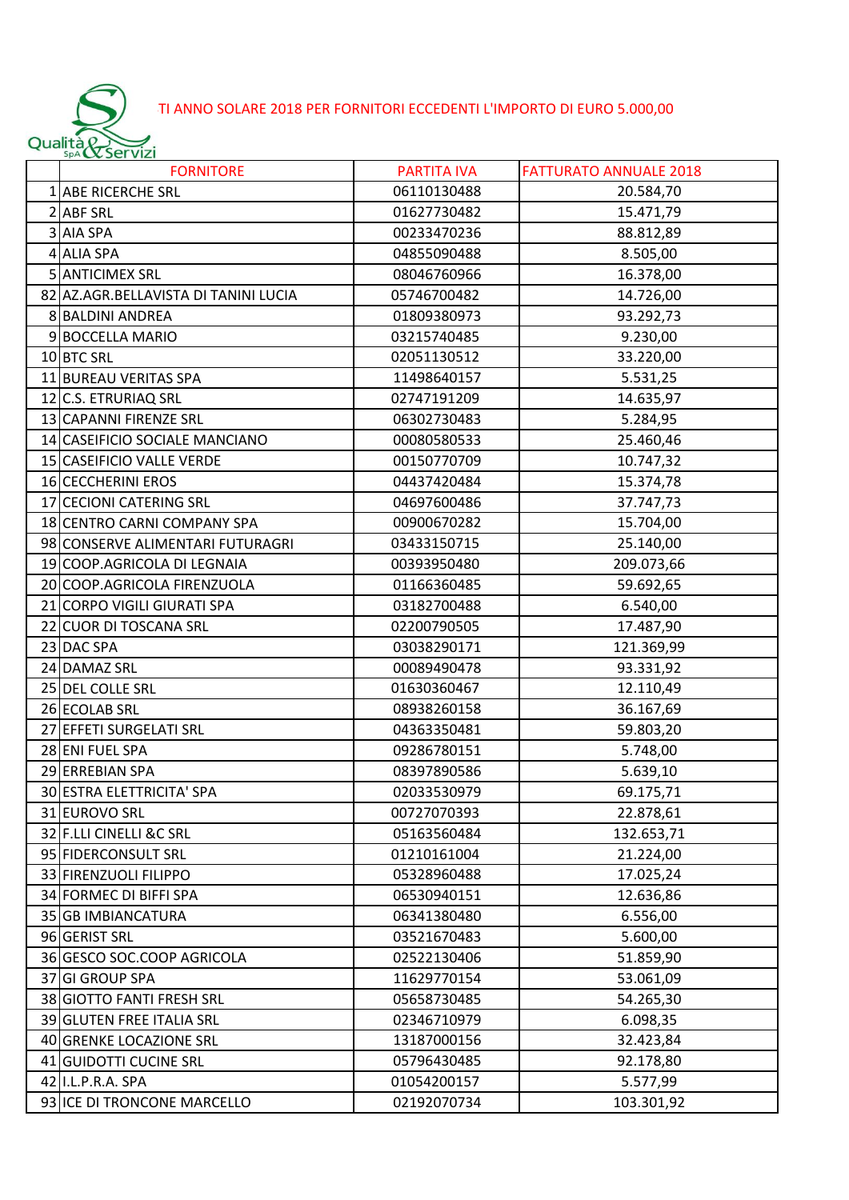Qualità & Servizi SpA

TI ANNO SOLARE 2018 PER FORNITORI ECCEDENTI L'IMPORTO DI EURO 5.000,00

| | FORNITORE | PARTITA IVA | FATTURATO ANNUALE 2018 |
|---|---|---|---|
| 1 | ABE RICERCHE SRL | 06110130488 | 20.584,70 |
| 2 | ABF SRL | 01627730482 | 15.471,79 |
| 3 | AIA SPA | 00233470236 | 88.812,89 |
| 4 | ALIA SPA | 04855090488 | 8.505,00 |
| 5 | ANTICIMEX SRL | 08046760966 | 16.378,00 |
| 82 | AZ.AGR.BELLAVISTA DI TANINI LUCIA | 05746700482 | 14.726,00 |
| 8 | BALDINI ANDREA | 01809380973 | 93.292,73 |
| 9 | BOCCELLA MARIO | 03215740485 | 9.230,00 |
| 10 | BTC SRL | 02051130512 | 33.220,00 |
| 11 | BUREAU VERITAS SPA | 11498640157 | 5.531,25 |
| 12 | C.S. ETRURIAQ SRL | 02747191209 | 14.635,97 |
| 13 | CAPANNI FIRENZE SRL | 06302730483 | 5.284,95 |
| 14 | CASEIFICIO SOCIALE MANCIANO | 00080580533 | 25.460,46 |
| 15 | CASEIFICIO VALLE VERDE | 00150770709 | 10.747,32 |
| 16 | CECCHERINI EROS | 04437420484 | 15.374,78 |
| 17 | CECIONI CATERING SRL | 04697600486 | 37.747,73 |
| 18 | CENTRO CARNI COMPANY SPA | 00900670282 | 15.704,00 |
| 98 | CONSERVE ALIMENTARI FUTURAGRI | 03433150715 | 25.140,00 |
| 19 | COOP.AGRICOLA DI LEGNAIA | 00393950480 | 209.073,66 |
| 20 | COOP.AGRICOLA FIRENZUOLA | 01166360485 | 59.692,65 |
| 21 | CORPO VIGILI GIURATI SPA | 03182700488 | 6.540,00 |
| 22 | CUOR DI TOSCANA SRL | 02200790505 | 17.487,90 |
| 23 | DAC SPA | 03038290171 | 121.369,99 |
| 24 | DAMAZ SRL | 00089490478 | 93.331,92 |
| 25 | DEL COLLE SRL | 01630360467 | 12.110,49 |
| 26 | ECOLAB SRL | 08938260158 | 36.167,69 |
| 27 | EFFETI SURGELATI SRL | 04363350481 | 59.803,20 |
| 28 | ENI FUEL SPA | 09286780151 | 5.748,00 |
| 29 | ERREBIAN SPA | 08397890586 | 5.639,10 |
| 30 | ESTRA ELETTRICITA' SPA | 02033530979 | 69.175,71 |
| 31 | EUROVO SRL | 00727070393 | 22.878,61 |
| 32 | F.LLI CINELLI &C SRL | 05163560484 | 132.653,71 |
| 95 | FIDERCONSULT SRL | 01210161004 | 21.224,00 |
| 33 | FIRENZUOLI FILIPPO | 05328960488 | 17.025,24 |
| 34 | FORMEC DI BIFFI SPA | 06530940151 | 12.636,86 |
| 35 | GB IMBIANCATURA | 06341380480 | 6.556,00 |
| 96 | GERIST SRL | 03521670483 | 5.600,00 |
| 36 | GESCO SOC.COOP AGRICOLA | 02522130406 | 51.859,90 |
| 37 | GI GROUP SPA | 11629770154 | 53.061,09 |
| 38 | GIOTTO FANTI FRESH SRL | 05658730485 | 54.265,30 |
| 39 | GLUTEN FREE ITALIA SRL | 02346710979 | 6.098,35 |
| 40 | GRENKE LOCAZIONE SRL | 13187000156 | 32.423,84 |
| 41 | GUIDOTTI CUCINE SRL | 05796430485 | 92.178,80 |
| 42 | I.L.P.R.A. SPA | 01054200157 | 5.577,99 |
| 93 | ICE DI TRONCONE MARCELLO | 02192070734 | 103.301,92 |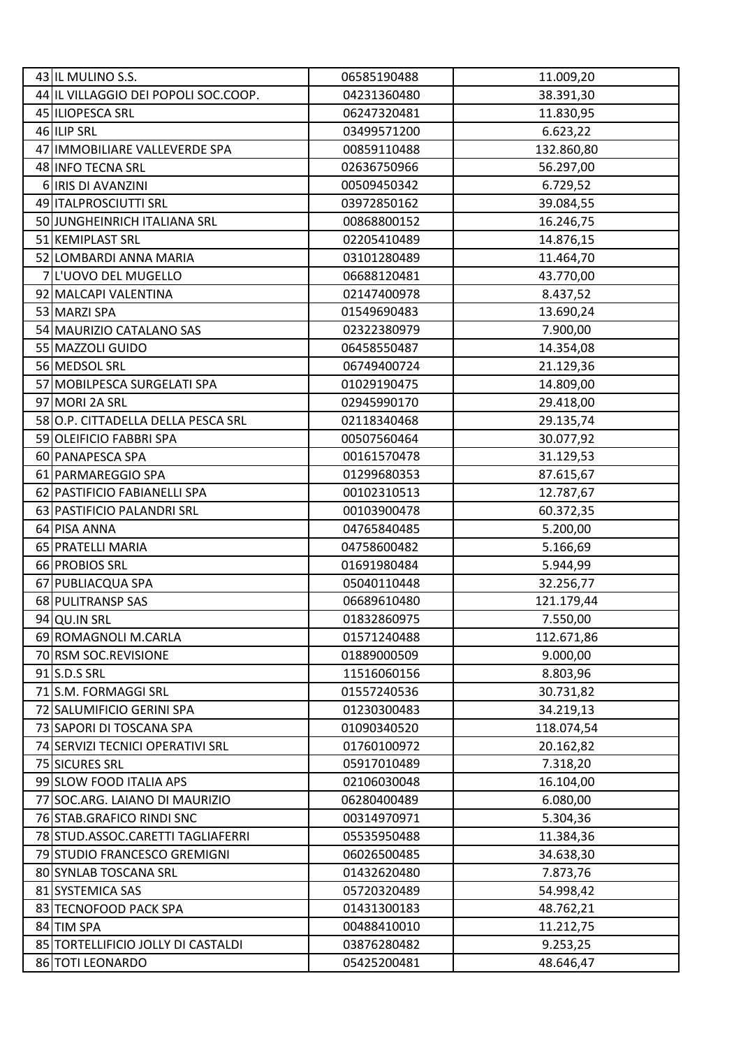| | | | |
|---|---|---|---|
| 43 | IL MULINO S.S. | 06585190488 | 11.009,20 |
| 44 | IL VILLAGGIO DEI POPOLI SOC.COOP. | 04231360480 | 38.391,30 |
| 45 | ILIOPESCA SRL | 06247320481 | 11.830,95 |
| 46 | ILIP SRL | 03499571200 | 6.623,22 |
| 47 | IMMOBILIARE VALLEVERDE SPA | 00859110488 | 132.860,80 |
| 48 | INFO TECNA SRL | 02636750966 | 56.297,00 |
| 6 | IRIS DI AVANZINI | 00509450342 | 6.729,52 |
| 49 | ITALPROSCIUTTI SRL | 03972850162 | 39.084,55 |
| 50 | JUNGHEINRICH ITALIANA SRL | 00868800152 | 16.246,75 |
| 51 | KEMIPLAST SRL | 02205410489 | 14.876,15 |
| 52 | LOMBARDI ANNA MARIA | 03101280489 | 11.464,70 |
| 7 | L'UOVO DEL MUGELLO | 06688120481 | 43.770,00 |
| 92 | MALCAPI VALENTINA | 02147400978 | 8.437,52 |
| 53 | MARZI SPA | 01549690483 | 13.690,24 |
| 54 | MAURIZIO CATALANO SAS | 02322380979 | 7.900,00 |
| 55 | MAZZOLI GUIDO | 06458550487 | 14.354,08 |
| 56 | MEDSOL SRL | 06749400724 | 21.129,36 |
| 57 | MOBILPESCA SURGELATI SPA | 01029190475 | 14.809,00 |
| 97 | MORI 2A SRL | 02945990170 | 29.418,00 |
| 58 | O.P. CITTADELLA DELLA PESCA SRL | 02118340468 | 29.135,74 |
| 59 | OLEIFICIO FABBRI SPA | 00507560464 | 30.077,92 |
| 60 | PANAPESCA SPA | 00161570478 | 31.129,53 |
| 61 | PARMAREGGIO SPA | 01299680353 | 87.615,67 |
| 62 | PASTIFICIO FABIANELLI SPA | 00102310513 | 12.787,67 |
| 63 | PASTIFICIO PALANDRI SRL | 00103900478 | 60.372,35 |
| 64 | PISA ANNA | 04765840485 | 5.200,00 |
| 65 | PRATELLI MARIA | 04758600482 | 5.166,69 |
| 66 | PROBIOS SRL | 01691980484 | 5.944,99 |
| 67 | PUBLIACQUA SPA | 05040110448 | 32.256,77 |
| 68 | PULITRANSP SAS | 06689610480 | 121.179,44 |
| 94 | QU.IN SRL | 01832860975 | 7.550,00 |
| 69 | ROMAGNOLI M.CARLA | 01571240488 | 112.671,86 |
| 70 | RSM SOC.REVISIONE | 01889000509 | 9.000,00 |
| 91 | S.D.S SRL | 11516060156 | 8.803,96 |
| 71 | S.M. FORMAGGI SRL | 01557240536 | 30.731,82 |
| 72 | SALUMIFICIO GERINI SPA | 01230300483 | 34.219,13 |
| 73 | SAPORI DI TOSCANA SPA | 01090340520 | 118.074,54 |
| 74 | SERVIZI TECNICI OPERATIVI SRL | 01760100972 | 20.162,82 |
| 75 | SICURES SRL | 05917010489 | 7.318,20 |
| 99 | SLOW FOOD ITALIA APS | 02106030048 | 16.104,00 |
| 77 | SOC.ARG. LAIANO DI MAURIZIO | 06280400489 | 6.080,00 |
| 76 | STAB.GRAFICO RINDI SNC | 00314970971 | 5.304,36 |
| 78 | STUD.ASSOC.CARETTI TAGLIAFERRI | 05535950488 | 11.384,36 |
| 79 | STUDIO FRANCESCO GREMIGNI | 06026500485 | 34.638,30 |
| 80 | SYNLAB TOSCANA SRL | 01432620480 | 7.873,76 |
| 81 | SYSTEMICA SAS | 05720320489 | 54.998,42 |
| 83 | TECNOFOOD PACK SPA | 01431300183 | 48.762,21 |
| 84 | TIM SPA | 00488410010 | 11.212,75 |
| 85 | TORTELLIFICIO JOLLY DI CASTALDI | 03876280482 | 9.253,25 |
| 86 | TOTI LEONARDO | 05425200481 | 48.646,47 |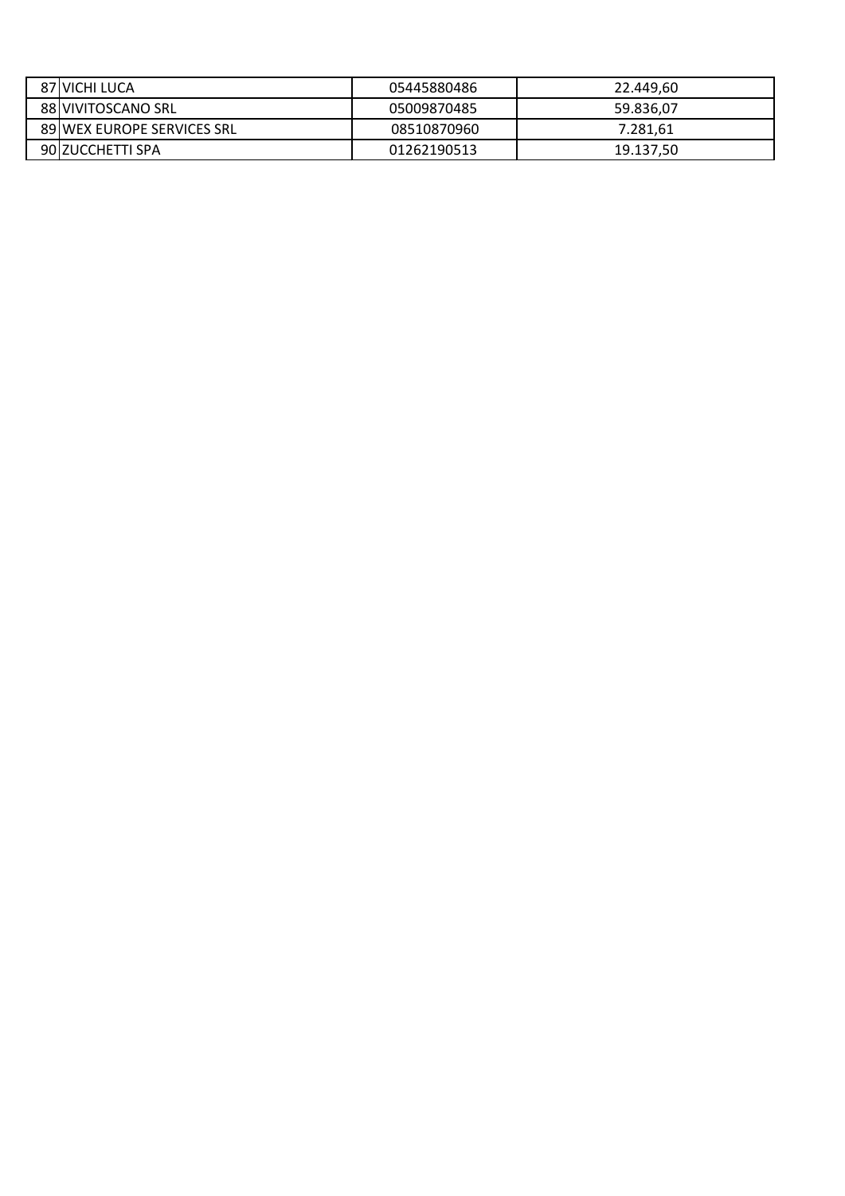| | | | |
|---|---|---|---|
| 87 | VICHI LUCA | 05445880486 | 22.449,60 |
| 88 | VIVITOSCANO SRL | 05009870485 | 59.836,07 |
| 89 | WEX EUROPE SERVICES SRL | 08510870960 | 7.281,61 |
| 90 | ZUCCHETTI SPA | 01262190513 | 19.137,50 |